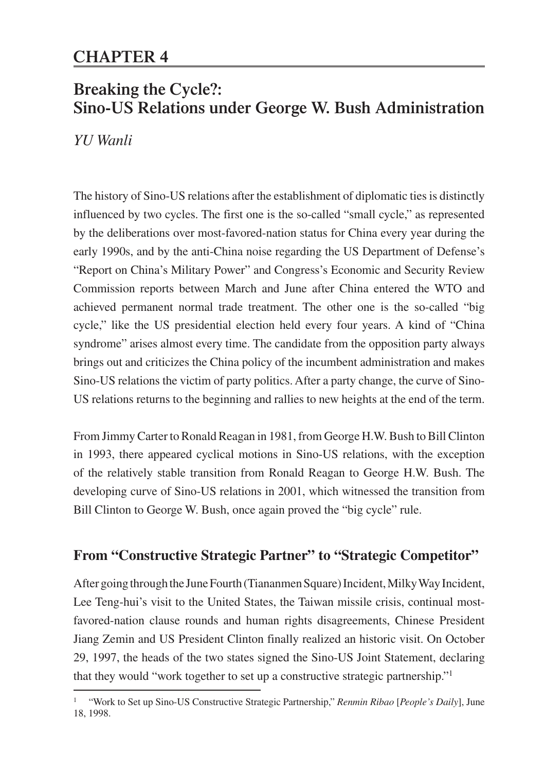# CHAPTER 4

## Breaking the Cycle?: Sino-US Relations under George W. Bush Administration

*YU Wanli*

The history of Sino-US relations after the establishment of diplomatic ties is distinctly influenced by two cycles. The first one is the so-called "small cycle," as represented by the deliberations over most-favored-nation status for China every year during the early 1990s, and by the anti-China noise regarding the US Department of Defense's "Report on China's Military Power" and Congress's Economic and Security Review Commission reports between March and June after China entered the WTO and achieved permanent normal trade treatment. The other one is the so-called "big cycle," like the US presidential election held every four years. A kind of "China syndrome" arises almost every time. The candidate from the opposition party always brings out and criticizes the China policy of the incumbent administration and makes Sino-US relations the victim of party politics. After a party change, the curve of Sino-US relations returns to the beginning and rallies to new heights at the end of the term.

From Jimmy Carter to Ronald Reagan in 1981, from George H.W. Bush to Bill Clinton in 1993, there appeared cyclical motions in Sino-US relations, with the exception of the relatively stable transition from Ronald Reagan to George H.W. Bush. The developing curve of Sino-US relations in 2001, which witnessed the transition from Bill Clinton to George W. Bush, once again proved the "big cycle" rule.

### From "Constructive Strategic Partner" to "Strategic Competitor"

After going through the June Fourth (Tiananmen Square) Incident, Milky Way Incident, Lee Teng-hui's visit to the United States, the Taiwan missile crisis, continual most-favored-nation clause rounds and human rights disagreements, Chinese President Jiang Zemin and US President Clinton finally realized an historic visit. On October 29, 1997, the heads of the two states signed the Sino-US Joint Statement, declaring that they would "work together to set up a constructive strategic partnership."[1]

[1] "Work to Set up Sino-US Constructive Strategic Partnership," *Renmin Ribao* [*People's Daily*], June 18, 1998.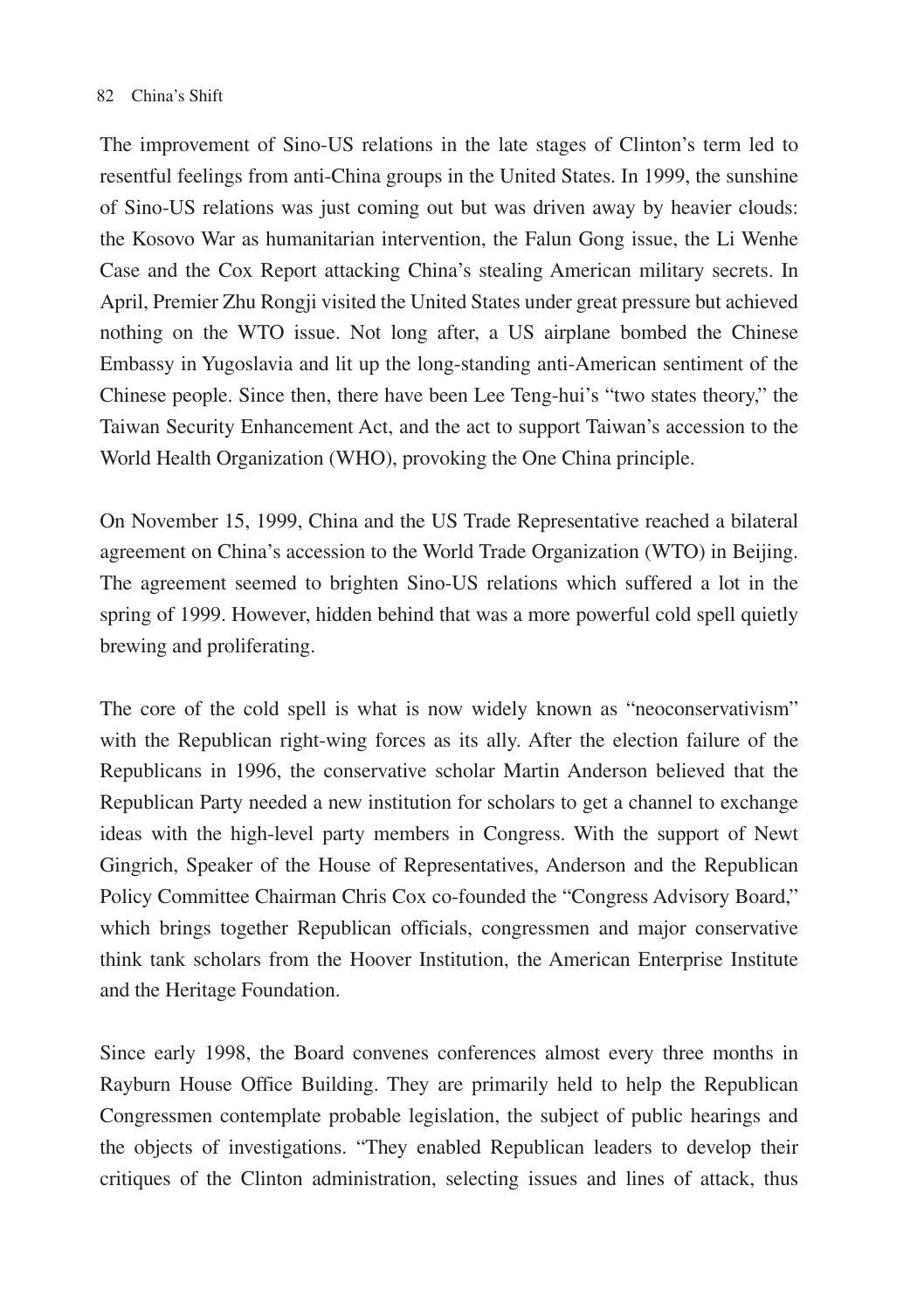The improvement of Sino-US relations in the late stages of Clinton's term led to resentful feelings from anti-China groups in the United States. In 1999, the sunshine of Sino-US relations was just coming out but was driven away by heavier clouds: the Kosovo War as humanitarian intervention, the Falun Gong issue, the Li Wenhe Case and the Cox Report attacking China's stealing American military secrets. In April, Premier Zhu Rongji visited the United States under great pressure but achieved nothing on the WTO issue. Not long after, a US airplane bombed the Chinese Embassy in Yugoslavia and lit up the long-standing anti-American sentiment of the Chinese people. Since then, there have been Lee Teng-hui's "two states theory," the Taiwan Security Enhancement Act, and the act to support Taiwan's accession to the World Health Organization (WHO), provoking the One China principle.

On November 15, 1999, China and the US Trade Representative reached a bilateral agreement on China's accession to the World Trade Organization (WTO) in Beijing. The agreement seemed to brighten Sino-US relations which suffered a lot in the spring of 1999. However, hidden behind that was a more powerful cold spell quietly brewing and proliferating.

The core of the cold spell is what is now widely known as "neoconservativism" with the Republican right-wing forces as its ally. After the election failure of the Republicans in 1996, the conservative scholar Martin Anderson believed that the Republican Party needed a new institution for scholars to get a channel to exchange ideas with the high-level party members in Congress. With the support of Newt Gingrich, Speaker of the House of Representatives, Anderson and the Republican Policy Committee Chairman Chris Cox co-founded the "Congress Advisory Board," which brings together Republican officials, congressmen and major conservative think tank scholars from the Hoover Institution, the American Enterprise Institute and the Heritage Foundation.

Since early 1998, the Board convenes conferences almost every three months in Rayburn House Office Building. They are primarily held to help the Republican Congressmen contemplate probable legislation, the subject of public hearings and the objects of investigations. "They enabled Republican leaders to develop their critiques of the Clinton administration, selecting issues and lines of attack, thus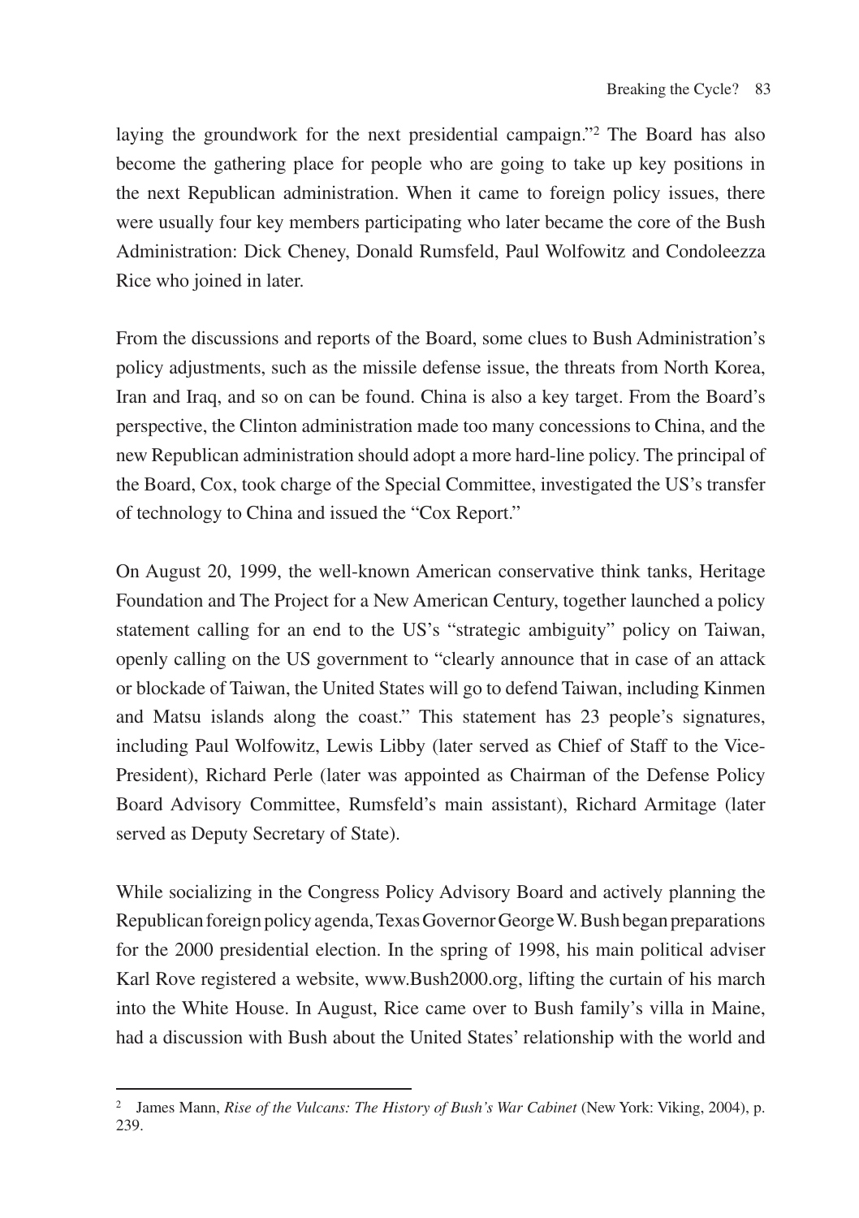laying the groundwork for the next presidential campaign."[2] The Board has also become the gathering place for people who are going to take up key positions in the next Republican administration. When it came to foreign policy issues, there were usually four key members participating who later became the core of the Bush Administration: Dick Cheney, Donald Rumsfeld, Paul Wolfowitz and Condoleezza Rice who joined in later.

From the discussions and reports of the Board, some clues to Bush Administration's policy adjustments, such as the missile defense issue, the threats from North Korea, Iran and Iraq, and so on can be found. China is also a key target. From the Board's perspective, the Clinton administration made too many concessions to China, and the new Republican administration should adopt a more hard-line policy. The principal of the Board, Cox, took charge of the Special Committee, investigated the US's transfer of technology to China and issued the "Cox Report."

On August 20, 1999, the well-known American conservative think tanks, Heritage Foundation and The Project for a New American Century, together launched a policy statement calling for an end to the US's "strategic ambiguity" policy on Taiwan, openly calling on the US government to "clearly announce that in case of an attack or blockade of Taiwan, the United States will go to defend Taiwan, including Kinmen and Matsu islands along the coast." This statement has 23 people's signatures, including Paul Wolfowitz, Lewis Libby (later served as Chief of Staff to the Vice-President), Richard Perle (later was appointed as Chairman of the Defense Policy Board Advisory Committee, Rumsfeld's main assistant), Richard Armitage (later served as Deputy Secretary of State).

While socializing in the Congress Policy Advisory Board and actively planning the Republican foreign policy agenda, Texas Governor George W. Bush began preparations for the 2000 presidential election. In the spring of 1998, his main political adviser Karl Rove registered a website, www.Bush2000.org, lifting the curtain of his march into the White House. In August, Rice came over to Bush family's villa in Maine, had a discussion with Bush about the United States' relationship with the world and

---

[2] James Mann, *Rise of the Vulcans: The History of Bush's War Cabinet* (New York: Viking, 2004), p. 239.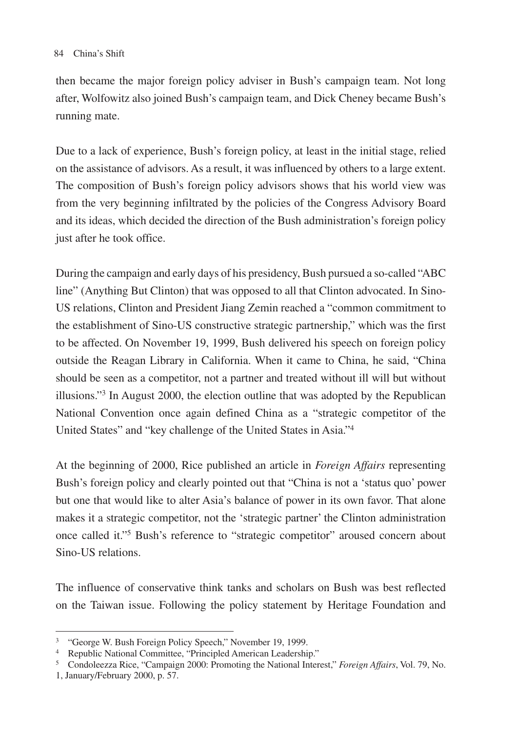then became the major foreign policy adviser in Bush's campaign team. Not long after, Wolfowitz also joined Bush's campaign team, and Dick Cheney became Bush's running mate.

Due to a lack of experience, Bush's foreign policy, at least in the initial stage, relied on the assistance of advisors. As a result, it was influenced by others to a large extent. The composition of Bush's foreign policy advisors shows that his world view was from the very beginning infiltrated by the policies of the Congress Advisory Board and its ideas, which decided the direction of the Bush administration's foreign policy just after he took office.

During the campaign and early days of his presidency, Bush pursued a so-called "ABC line" (Anything But Clinton) that was opposed to all that Clinton advocated. In Sino-US relations, Clinton and President Jiang Zemin reached a "common commitment to the establishment of Sino-US constructive strategic partnership," which was the first to be affected. On November 19, 1999, Bush delivered his speech on foreign policy outside the Reagan Library in California. When it came to China, he said, "China should be seen as a competitor, not a partner and treated without ill will but without illusions."[3] In August 2000, the election outline that was adopted by the Republican National Convention once again defined China as a "strategic competitor of the United States" and "key challenge of the United States in Asia."[4]

At the beginning of 2000, Rice published an article in *Foreign Affairs* representing Bush's foreign policy and clearly pointed out that "China is not a 'status quo' power but one that would like to alter Asia's balance of power in its own favor. That alone makes it a strategic competitor, not the 'strategic partner' the Clinton administration once called it."[5] Bush's reference to "strategic competitor" aroused concern about Sino-US relations.

The influence of conservative think tanks and scholars on Bush was best reflected on the Taiwan issue. Following the policy statement by Heritage Foundation and

---

[3] "George W. Bush Foreign Policy Speech," November 19, 1999.

[4] Republic National Committee, "Principled American Leadership."

[5] Condoleezza Rice, "Campaign 2000: Promoting the National Interest," *Foreign Affairs*, Vol. 79, No. 1, January/February 2000, p. 57.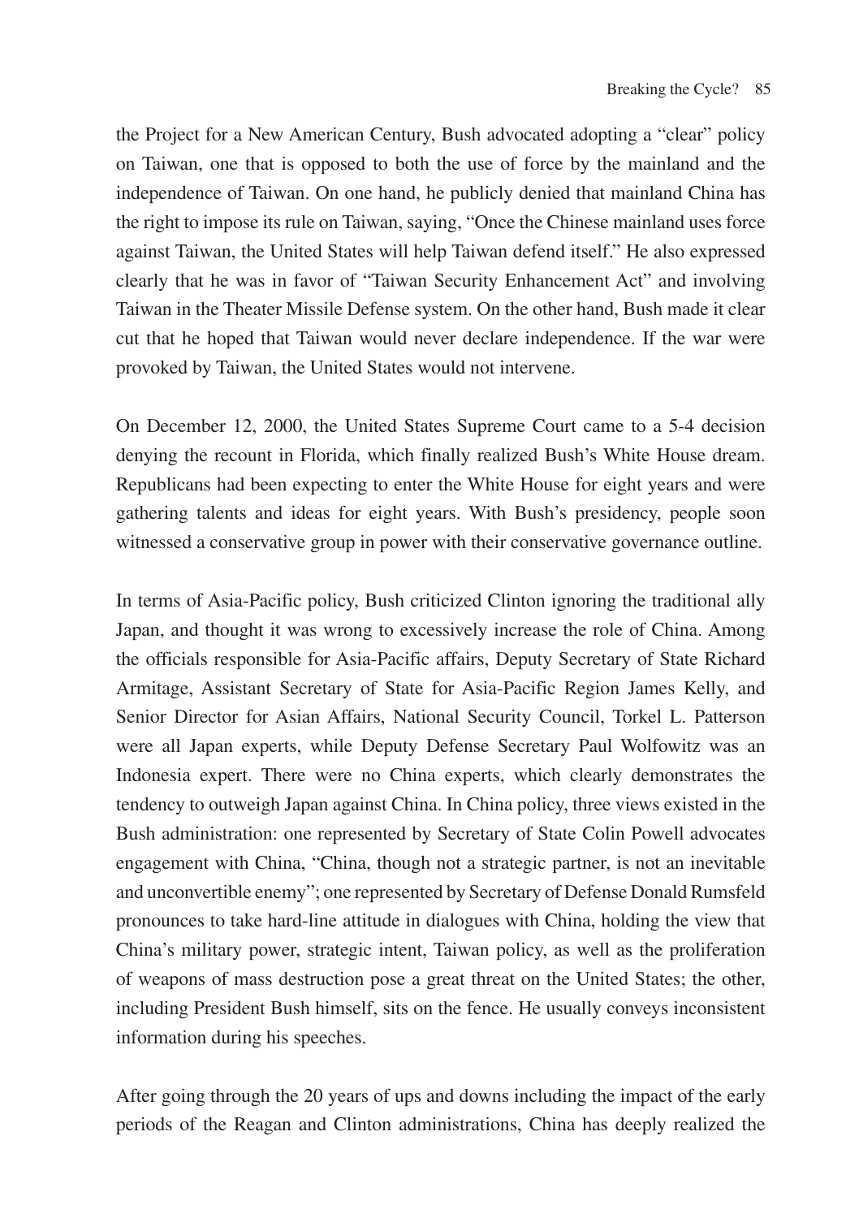the Project for a New American Century, Bush advocated adopting a "clear" policy on Taiwan, one that is opposed to both the use of force by the mainland and the independence of Taiwan. On one hand, he publicly denied that mainland China has the right to impose its rule on Taiwan, saying, "Once the Chinese mainland uses force against Taiwan, the United States will help Taiwan defend itself." He also expressed clearly that he was in favor of "Taiwan Security Enhancement Act" and involving Taiwan in the Theater Missile Defense system. On the other hand, Bush made it clear cut that he hoped that Taiwan would never declare independence. If the war were provoked by Taiwan, the United States would not intervene.

On December 12, 2000, the United States Supreme Court came to a 5-4 decision denying the recount in Florida, which finally realized Bush's White House dream. Republicans had been expecting to enter the White House for eight years and were gathering talents and ideas for eight years. With Bush's presidency, people soon witnessed a conservative group in power with their conservative governance outline.

In terms of Asia-Pacific policy, Bush criticized Clinton ignoring the traditional ally Japan, and thought it was wrong to excessively increase the role of China. Among the officials responsible for Asia-Pacific affairs, Deputy Secretary of State Richard Armitage, Assistant Secretary of State for Asia-Pacific Region James Kelly, and Senior Director for Asian Affairs, National Security Council, Torkel L. Patterson were all Japan experts, while Deputy Defense Secretary Paul Wolfowitz was an Indonesia expert. There were no China experts, which clearly demonstrates the tendency to outweigh Japan against China. In China policy, three views existed in the Bush administration: one represented by Secretary of State Colin Powell advocates engagement with China, "China, though not a strategic partner, is not an inevitable and unconvertible enemy"; one represented by Secretary of Defense Donald Rumsfeld pronounces to take hard-line attitude in dialogues with China, holding the view that China's military power, strategic intent, Taiwan policy, as well as the proliferation of weapons of mass destruction pose a great threat on the United States; the other, including President Bush himself, sits on the fence. He usually conveys inconsistent information during his speeches.

After going through the 20 years of ups and downs including the impact of the early periods of the Reagan and Clinton administrations, China has deeply realized the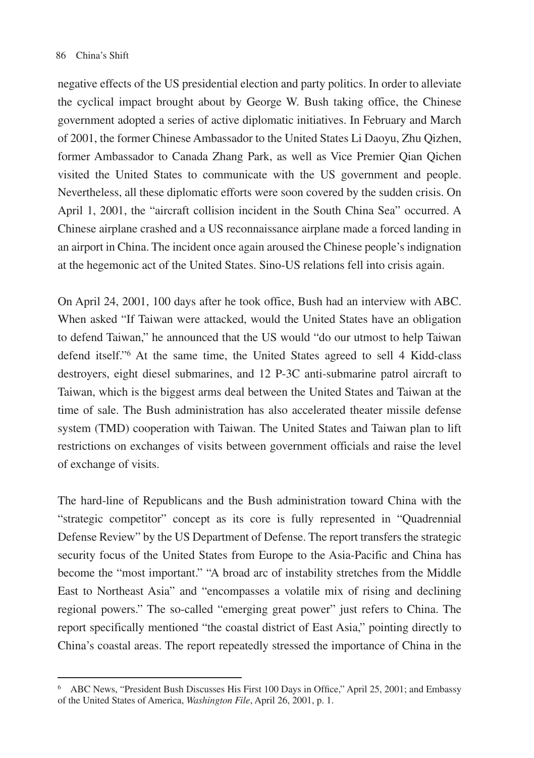negative effects of the US presidential election and party politics. In order to alleviate the cyclical impact brought about by George W. Bush taking office, the Chinese government adopted a series of active diplomatic initiatives. In February and March of 2001, the former Chinese Ambassador to the United States Li Daoyu, Zhu Qizhen, former Ambassador to Canada Zhang Park, as well as Vice Premier Qian Qichen visited the United States to communicate with the US government and people. Nevertheless, all these diplomatic efforts were soon covered by the sudden crisis. On April 1, 2001, the "aircraft collision incident in the South China Sea" occurred. A Chinese airplane crashed and a US reconnaissance airplane made a forced landing in an airport in China. The incident once again aroused the Chinese people's indignation at the hegemonic act of the United States. Sino-US relations fell into crisis again.

On April 24, 2001, 100 days after he took office, Bush had an interview with ABC. When asked "If Taiwan were attacked, would the United States have an obligation to defend Taiwan," he announced that the US would "do our utmost to help Taiwan defend itself."[6] At the same time, the United States agreed to sell 4 Kidd-class destroyers, eight diesel submarines, and 12 P-3C anti-submarine patrol aircraft to Taiwan, which is the biggest arms deal between the United States and Taiwan at the time of sale. The Bush administration has also accelerated theater missile defense system (TMD) cooperation with Taiwan. The United States and Taiwan plan to lift restrictions on exchanges of visits between government officials and raise the level of exchange of visits.

The hard-line of Republicans and the Bush administration toward China with the "strategic competitor" concept as its core is fully represented in "Quadrennial Defense Review" by the US Department of Defense. The report transfers the strategic security focus of the United States from Europe to the Asia-Pacific and China has become the "most important." "A broad arc of instability stretches from the Middle East to Northeast Asia" and "encompasses a volatile mix of rising and declining regional powers." The so-called "emerging great power" just refers to China. The report specifically mentioned "the coastal district of East Asia," pointing directly to China's coastal areas. The report repeatedly stressed the importance of China in the

[6] ABC News, "President Bush Discusses His First 100 Days in Office," April 25, 2001; and Embassy of the United States of America, *Washington File*, April 26, 2001, p. 1.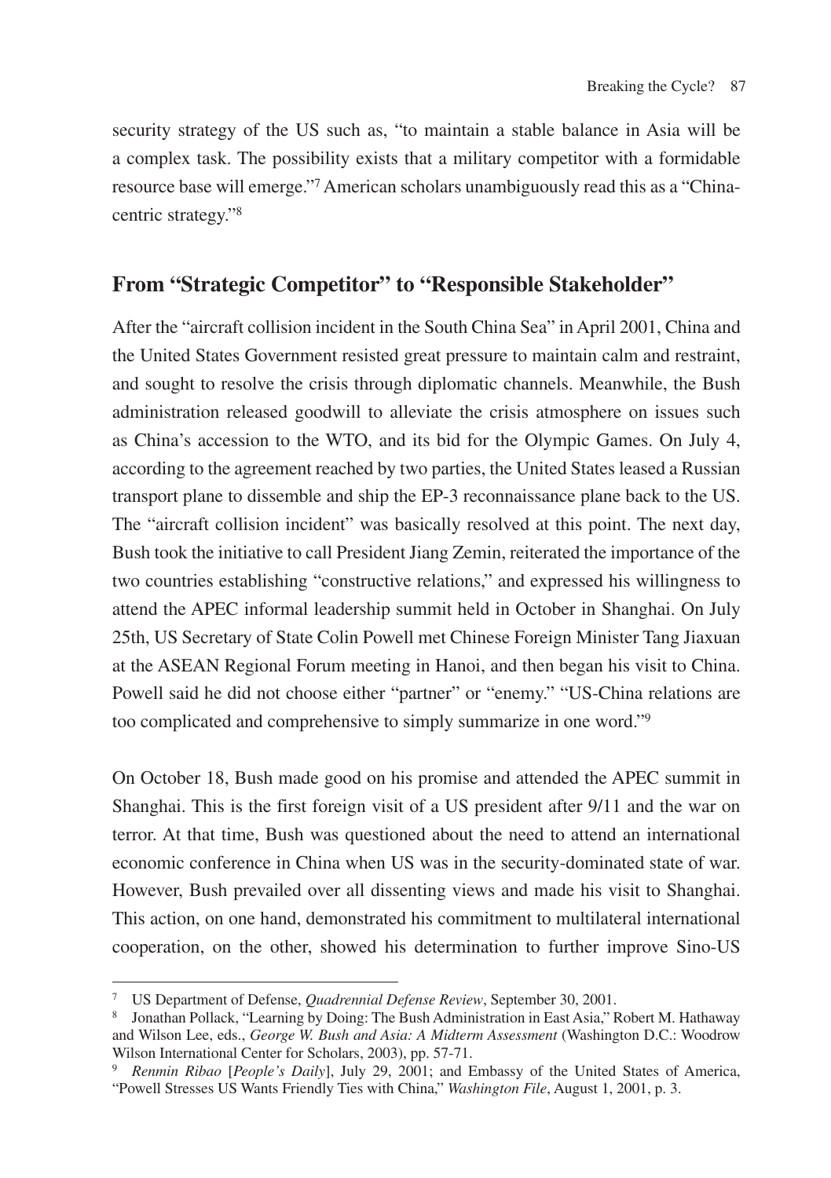security strategy of the US such as, "to maintain a stable balance in Asia will be a complex task. The possibility exists that a military competitor with a formidable resource base will emerge."[7] American scholars unambiguously read this as a "China-centric strategy."[8]

## From "Strategic Competitor" to "Responsible Stakeholder"

After the "aircraft collision incident in the South China Sea" in April 2001, China and the United States Government resisted great pressure to maintain calm and restraint, and sought to resolve the crisis through diplomatic channels. Meanwhile, the Bush administration released goodwill to alleviate the crisis atmosphere on issues such as China's accession to the WTO, and its bid for the Olympic Games. On July 4, according to the agreement reached by two parties, the United States leased a Russian transport plane to dissemble and ship the EP-3 reconnaissance plane back to the US. The "aircraft collision incident" was basically resolved at this point. The next day, Bush took the initiative to call President Jiang Zemin, reiterated the importance of the two countries establishing "constructive relations," and expressed his willingness to attend the APEC informal leadership summit held in October in Shanghai. On July 25th, US Secretary of State Colin Powell met Chinese Foreign Minister Tang Jiaxuan at the ASEAN Regional Forum meeting in Hanoi, and then began his visit to China. Powell said he did not choose either "partner" or "enemy." "US-China relations are too complicated and comprehensive to simply summarize in one word."[9]

On October 18, Bush made good on his promise and attended the APEC summit in Shanghai. This is the first foreign visit of a US president after 9/11 and the war on terror. At that time, Bush was questioned about the need to attend an international economic conference in China when US was in the security-dominated state of war. However, Bush prevailed over all dissenting views and made his visit to Shanghai. This action, on one hand, demonstrated his commitment to multilateral international cooperation, on the other, showed his determination to further improve Sino-US

---

[7] US Department of Defense, *Quadrennial Defense Review*, September 30, 2001.

[8] Jonathan Pollack, "Learning by Doing: The Bush Administration in East Asia," Robert M. Hathaway and Wilson Lee, eds., *George W. Bush and Asia: A Midterm Assessment* (Washington D.C.: Woodrow Wilson International Center for Scholars, 2003), pp. 57-71.

[9] *Renmin Ribao* [*People's Daily*], July 29, 2001; and Embassy of the United States of America, "Powell Stresses US Wants Friendly Ties with China," *Washington File*, August 1, 2001, p. 3.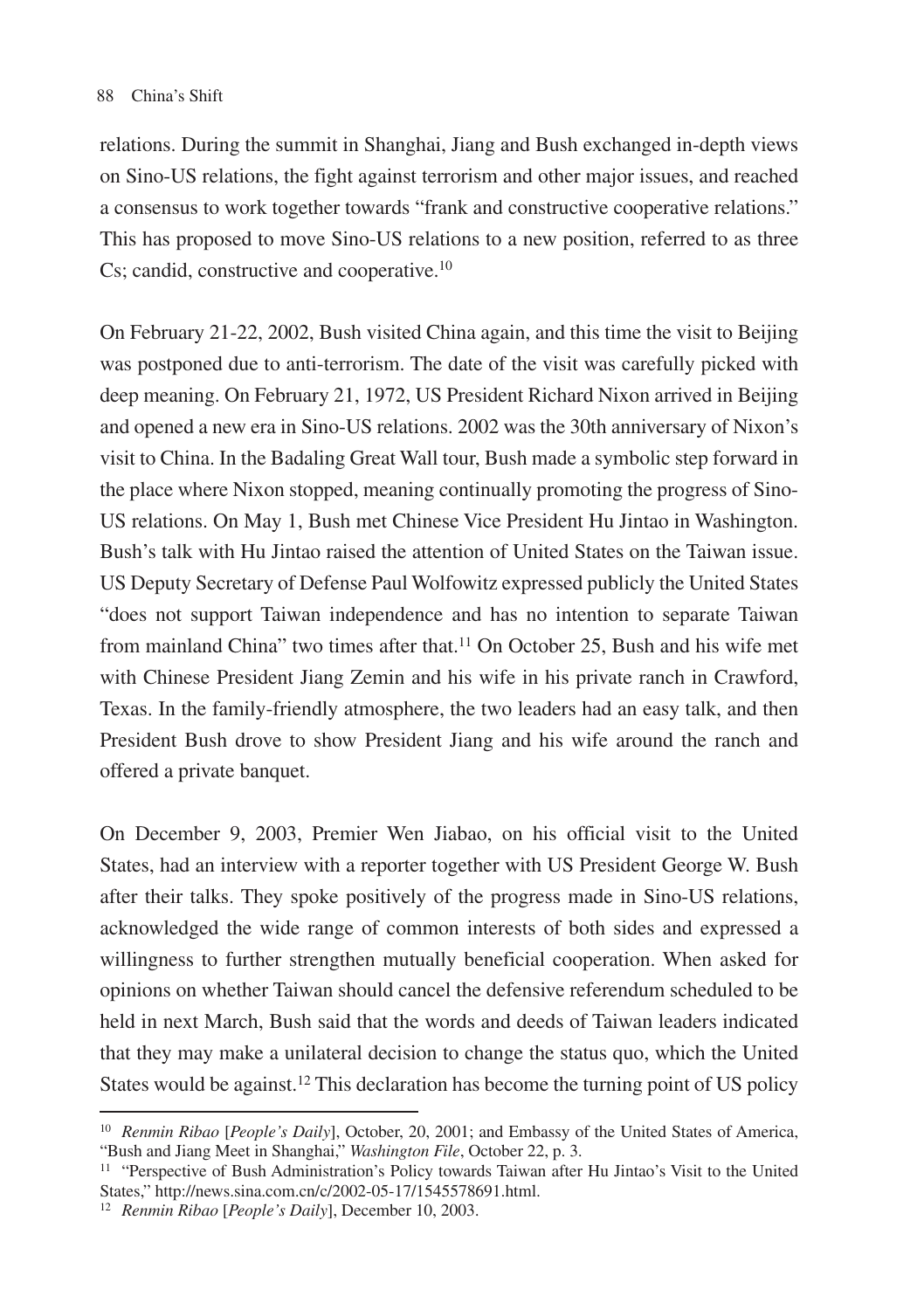relations. During the summit in Shanghai, Jiang and Bush exchanged in-depth views on Sino-US relations, the fight against terrorism and other major issues, and reached a consensus to work together towards "frank and constructive cooperative relations." This has proposed to move Sino-US relations to a new position, referred to as three Cs; candid, constructive and cooperative.[10]

On February 21-22, 2002, Bush visited China again, and this time the visit to Beijing was postponed due to anti-terrorism. The date of the visit was carefully picked with deep meaning. On February 21, 1972, US President Richard Nixon arrived in Beijing and opened a new era in Sino-US relations. 2002 was the 30th anniversary of Nixon's visit to China. In the Badaling Great Wall tour, Bush made a symbolic step forward in the place where Nixon stopped, meaning continually promoting the progress of Sino-US relations. On May 1, Bush met Chinese Vice President Hu Jintao in Washington. Bush's talk with Hu Jintao raised the attention of United States on the Taiwan issue. US Deputy Secretary of Defense Paul Wolfowitz expressed publicly the United States "does not support Taiwan independence and has no intention to separate Taiwan from mainland China" two times after that.[11] On October 25, Bush and his wife met with Chinese President Jiang Zemin and his wife in his private ranch in Crawford, Texas. In the family-friendly atmosphere, the two leaders had an easy talk, and then President Bush drove to show President Jiang and his wife around the ranch and offered a private banquet.

On December 9, 2003, Premier Wen Jiabao, on his official visit to the United States, had an interview with a reporter together with US President George W. Bush after their talks. They spoke positively of the progress made in Sino-US relations, acknowledged the wide range of common interests of both sides and expressed a willingness to further strengthen mutually beneficial cooperation. When asked for opinions on whether Taiwan should cancel the defensive referendum scheduled to be held in next March, Bush said that the words and deeds of Taiwan leaders indicated that they may make a unilateral decision to change the status quo, which the United States would be against.[12] This declaration has become the turning point of US policy

---

[10] *Renmin Ribao* [*People's Daily*], October, 20, 2001; and Embassy of the United States of America, "Bush and Jiang Meet in Shanghai," *Washington File*, October 22, p. 3.

[11] "Perspective of Bush Administration's Policy towards Taiwan after Hu Jintao's Visit to the United States," http://news.sina.com.cn/c/2002-05-17/1545578691.html.

[12] *Renmin Ribao* [*People's Daily*], December 10, 2003.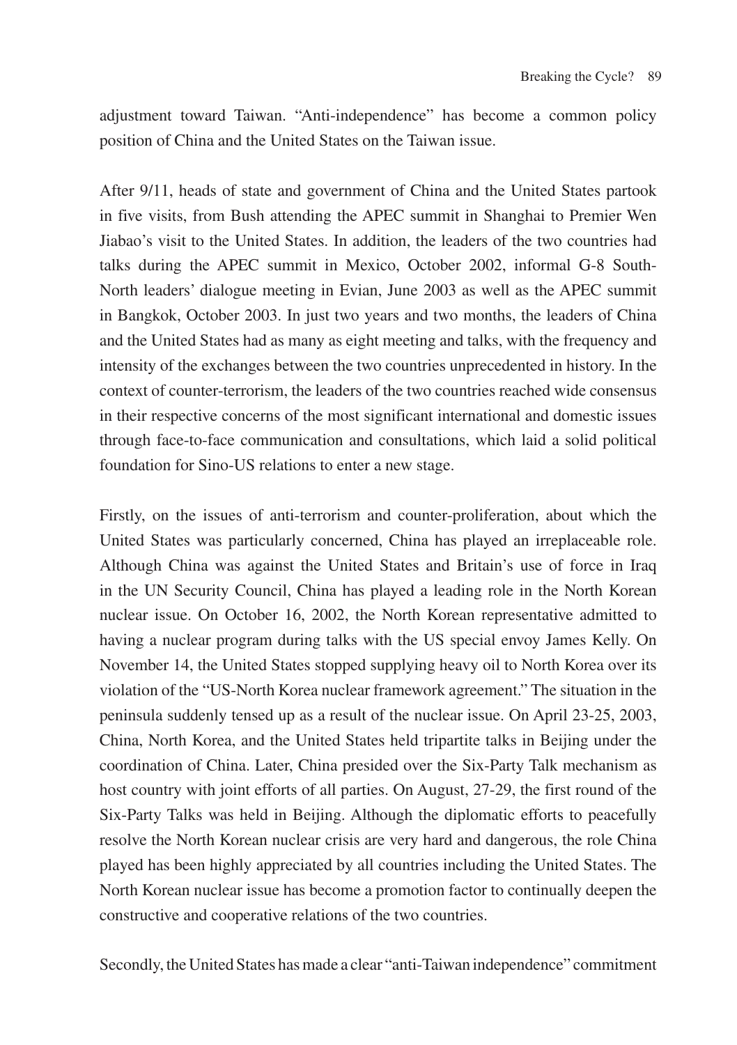adjustment toward Taiwan. "Anti-independence" has become a common policy position of China and the United States on the Taiwan issue.

After 9/11, heads of state and government of China and the United States partook in five visits, from Bush attending the APEC summit in Shanghai to Premier Wen Jiabao's visit to the United States. In addition, the leaders of the two countries had talks during the APEC summit in Mexico, October 2002, informal G-8 South-North leaders' dialogue meeting in Evian, June 2003 as well as the APEC summit in Bangkok, October 2003. In just two years and two months, the leaders of China and the United States had as many as eight meeting and talks, with the frequency and intensity of the exchanges between the two countries unprecedented in history. In the context of counter-terrorism, the leaders of the two countries reached wide consensus in their respective concerns of the most significant international and domestic issues through face-to-face communication and consultations, which laid a solid political foundation for Sino-US relations to enter a new stage.

Firstly, on the issues of anti-terrorism and counter-proliferation, about which the United States was particularly concerned, China has played an irreplaceable role. Although China was against the United States and Britain's use of force in Iraq in the UN Security Council, China has played a leading role in the North Korean nuclear issue. On October 16, 2002, the North Korean representative admitted to having a nuclear program during talks with the US special envoy James Kelly. On November 14, the United States stopped supplying heavy oil to North Korea over its violation of the "US-North Korea nuclear framework agreement." The situation in the peninsula suddenly tensed up as a result of the nuclear issue. On April 23-25, 2003, China, North Korea, and the United States held tripartite talks in Beijing under the coordination of China. Later, China presided over the Six-Party Talk mechanism as host country with joint efforts of all parties. On August, 27-29, the first round of the Six-Party Talks was held in Beijing. Although the diplomatic efforts to peacefully resolve the North Korean nuclear crisis are very hard and dangerous, the role China played has been highly appreciated by all countries including the United States. The North Korean nuclear issue has become a promotion factor to continually deepen the constructive and cooperative relations of the two countries.

Secondly, the United States has made a clear "anti-Taiwan independence" commitment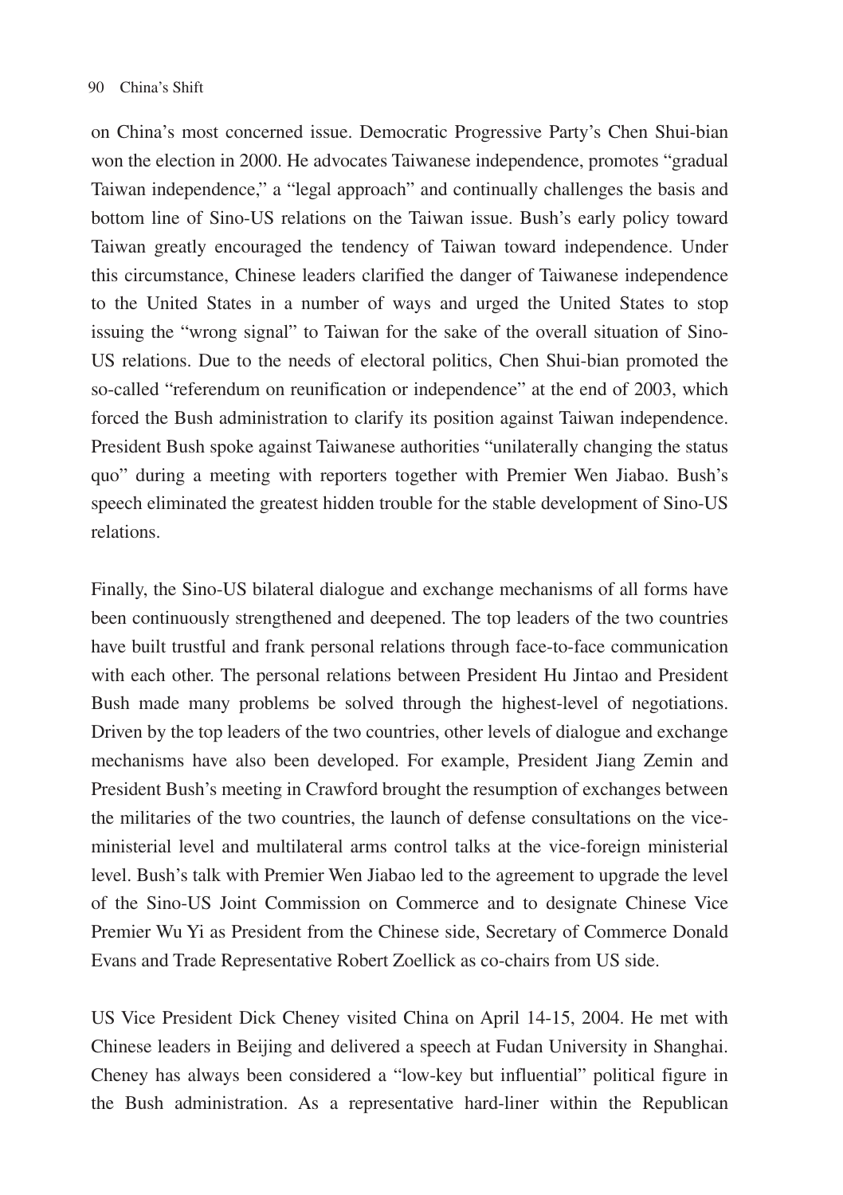on China's most concerned issue. Democratic Progressive Party's Chen Shui-bian won the election in 2000. He advocates Taiwanese independence, promotes "gradual Taiwan independence," a "legal approach" and continually challenges the basis and bottom line of Sino-US relations on the Taiwan issue. Bush's early policy toward Taiwan greatly encouraged the tendency of Taiwan toward independence. Under this circumstance, Chinese leaders clarified the danger of Taiwanese independence to the United States in a number of ways and urged the United States to stop issuing the "wrong signal" to Taiwan for the sake of the overall situation of Sino-US relations. Due to the needs of electoral politics, Chen Shui-bian promoted the so-called "referendum on reunification or independence" at the end of 2003, which forced the Bush administration to clarify its position against Taiwan independence. President Bush spoke against Taiwanese authorities "unilaterally changing the status quo" during a meeting with reporters together with Premier Wen Jiabao. Bush's speech eliminated the greatest hidden trouble for the stable development of Sino-US relations.

Finally, the Sino-US bilateral dialogue and exchange mechanisms of all forms have been continuously strengthened and deepened. The top leaders of the two countries have built trustful and frank personal relations through face-to-face communication with each other. The personal relations between President Hu Jintao and President Bush made many problems be solved through the highest-level of negotiations. Driven by the top leaders of the two countries, other levels of dialogue and exchange mechanisms have also been developed. For example, President Jiang Zemin and President Bush's meeting in Crawford brought the resumption of exchanges between the militaries of the two countries, the launch of defense consultations on the vice-ministerial level and multilateral arms control talks at the vice-foreign ministerial level. Bush's talk with Premier Wen Jiabao led to the agreement to upgrade the level of the Sino-US Joint Commission on Commerce and to designate Chinese Vice Premier Wu Yi as President from the Chinese side, Secretary of Commerce Donald Evans and Trade Representative Robert Zoellick as co-chairs from US side.

US Vice President Dick Cheney visited China on April 14-15, 2004. He met with Chinese leaders in Beijing and delivered a speech at Fudan University in Shanghai. Cheney has always been considered a "low-key but influential" political figure in the Bush administration. As a representative hard-liner within the Republican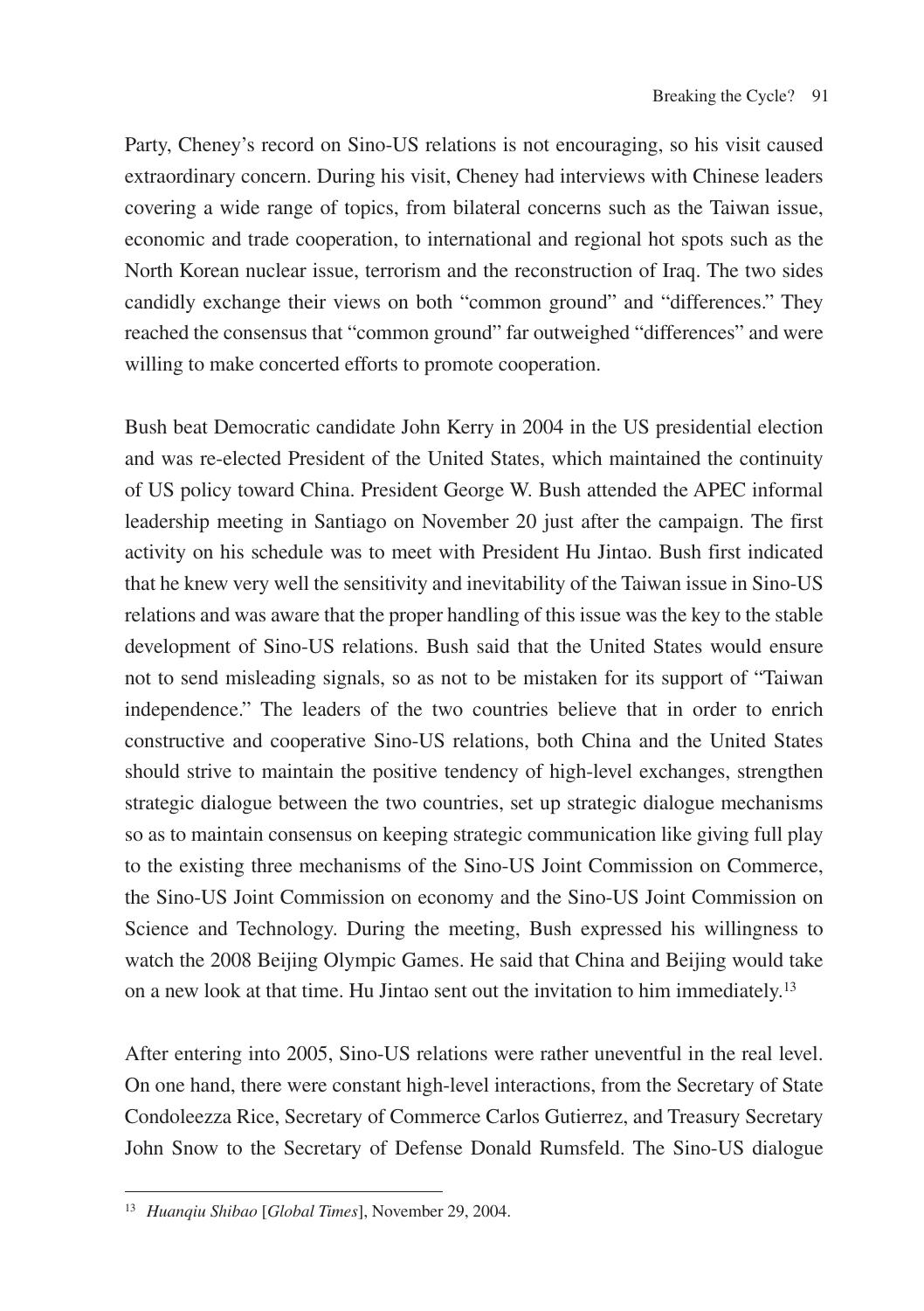Party, Cheney's record on Sino-US relations is not encouraging, so his visit caused extraordinary concern. During his visit, Cheney had interviews with Chinese leaders covering a wide range of topics, from bilateral concerns such as the Taiwan issue, economic and trade cooperation, to international and regional hot spots such as the North Korean nuclear issue, terrorism and the reconstruction of Iraq. The two sides candidly exchange their views on both "common ground" and "differences." They reached the consensus that "common ground" far outweighed "differences" and were willing to make concerted efforts to promote cooperation.

Bush beat Democratic candidate John Kerry in 2004 in the US presidential election and was re-elected President of the United States, which maintained the continuity of US policy toward China. President George W. Bush attended the APEC informal leadership meeting in Santiago on November 20 just after the campaign. The first activity on his schedule was to meet with President Hu Jintao. Bush first indicated that he knew very well the sensitivity and inevitability of the Taiwan issue in Sino-US relations and was aware that the proper handling of this issue was the key to the stable development of Sino-US relations. Bush said that the United States would ensure not to send misleading signals, so as not to be mistaken for its support of "Taiwan independence." The leaders of the two countries believe that in order to enrich constructive and cooperative Sino-US relations, both China and the United States should strive to maintain the positive tendency of high-level exchanges, strengthen strategic dialogue between the two countries, set up strategic dialogue mechanisms so as to maintain consensus on keeping strategic communication like giving full play to the existing three mechanisms of the Sino-US Joint Commission on Commerce, the Sino-US Joint Commission on economy and the Sino-US Joint Commission on Science and Technology. During the meeting, Bush expressed his willingness to watch the 2008 Beijing Olympic Games. He said that China and Beijing would take on a new look at that time. Hu Jintao sent out the invitation to him immediately.[13]

After entering into 2005, Sino-US relations were rather uneventful in the real level. On one hand, there were constant high-level interactions, from the Secretary of State Condoleezza Rice, Secretary of Commerce Carlos Gutierrez, and Treasury Secretary John Snow to the Secretary of Defense Donald Rumsfeld. The Sino-US dialogue

---

[13] *Huanqiu Shibao* [*Global Times*], November 29, 2004.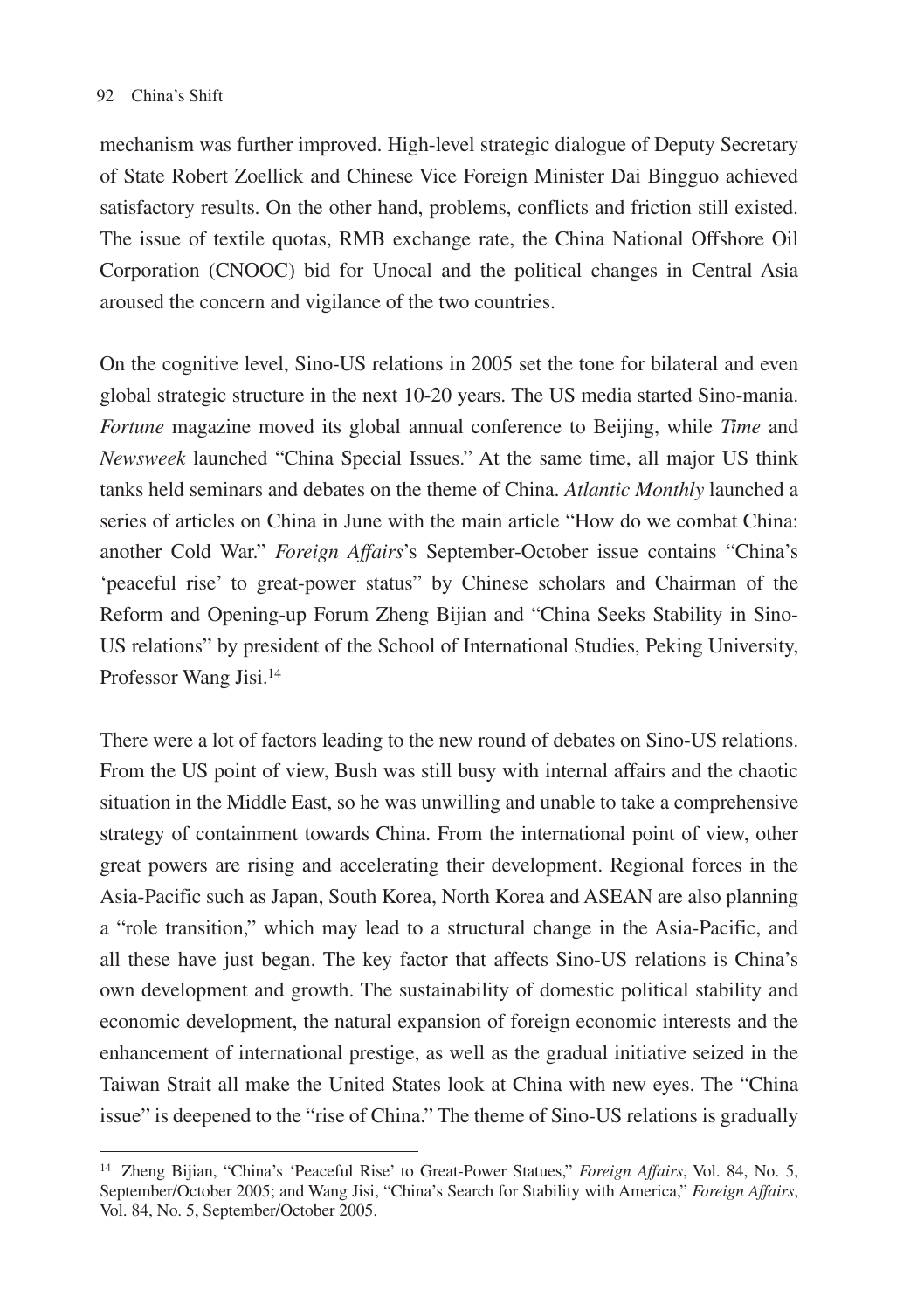mechanism was further improved. High-level strategic dialogue of Deputy Secretary of State Robert Zoellick and Chinese Vice Foreign Minister Dai Bingguo achieved satisfactory results. On the other hand, problems, conflicts and friction still existed. The issue of textile quotas, RMB exchange rate, the China National Offshore Oil Corporation (CNOOC) bid for Unocal and the political changes in Central Asia aroused the concern and vigilance of the two countries.

On the cognitive level, Sino-US relations in 2005 set the tone for bilateral and even global strategic structure in the next 10-20 years. The US media started Sino-mania. *Fortune* magazine moved its global annual conference to Beijing, while *Time* and *Newsweek* launched "China Special Issues." At the same time, all major US think tanks held seminars and debates on the theme of China. *Atlantic Monthly* launched a series of articles on China in June with the main article "How do we combat China: another Cold War." *Foreign Affairs*'s September-October issue contains "China's 'peaceful rise' to great-power status" by Chinese scholars and Chairman of the Reform and Opening-up Forum Zheng Bijian and "China Seeks Stability in Sino-US relations" by president of the School of International Studies, Peking University, Professor Wang Jisi.[14]

There were a lot of factors leading to the new round of debates on Sino-US relations. From the US point of view, Bush was still busy with internal affairs and the chaotic situation in the Middle East, so he was unwilling and unable to take a comprehensive strategy of containment towards China. From the international point of view, other great powers are rising and accelerating their development. Regional forces in the Asia-Pacific such as Japan, South Korea, North Korea and ASEAN are also planning a "role transition," which may lead to a structural change in the Asia-Pacific, and all these have just began. The key factor that affects Sino-US relations is China's own development and growth. The sustainability of domestic political stability and economic development, the natural expansion of foreign economic interests and the enhancement of international prestige, as well as the gradual initiative seized in the Taiwan Strait all make the United States look at China with new eyes. The "China issue" is deepened to the "rise of China." The theme of Sino-US relations is gradually

---

[14] Zheng Bijian, "China's 'Peaceful Rise' to Great-Power Statues," *Foreign Affairs*, Vol. 84, No. 5, September/October 2005; and Wang Jisi, "China's Search for Stability with America," *Foreign Affairs*, Vol. 84, No. 5, September/October 2005.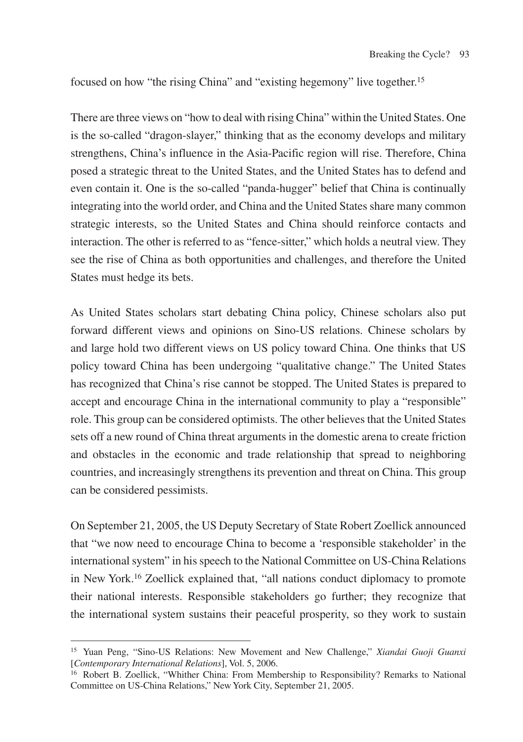focused on how "the rising China" and "existing hegemony" live together.[15]

There are three views on "how to deal with rising China" within the United States. One is the so-called "dragon-slayer," thinking that as the economy develops and military strengthens, China's influence in the Asia-Pacific region will rise. Therefore, China posed a strategic threat to the United States, and the United States has to defend and even contain it. One is the so-called "panda-hugger" belief that China is continually integrating into the world order, and China and the United States share many common strategic interests, so the United States and China should reinforce contacts and interaction. The other is referred to as "fence-sitter," which holds a neutral view. They see the rise of China as both opportunities and challenges, and therefore the United States must hedge its bets.

As United States scholars start debating China policy, Chinese scholars also put forward different views and opinions on Sino-US relations. Chinese scholars by and large hold two different views on US policy toward China. One thinks that US policy toward China has been undergoing "qualitative change." The United States has recognized that China's rise cannot be stopped. The United States is prepared to accept and encourage China in the international community to play a "responsible" role. This group can be considered optimists. The other believes that the United States sets off a new round of China threat arguments in the domestic arena to create friction and obstacles in the economic and trade relationship that spread to neighboring countries, and increasingly strengthens its prevention and threat on China. This group can be considered pessimists.

On September 21, 2005, the US Deputy Secretary of State Robert Zoellick announced that "we now need to encourage China to become a 'responsible stakeholder' in the international system" in his speech to the National Committee on US-China Relations in New York.[16] Zoellick explained that, "all nations conduct diplomacy to promote their national interests. Responsible stakeholders go further; they recognize that the international system sustains their peaceful prosperity, so they work to sustain

---

[15] Yuan Peng, "Sino-US Relations: New Movement and New Challenge," *Xiandai Guoji Guanxi* [*Contemporary International Relations*], Vol. 5, 2006.

[16] Robert B. Zoellick, "Whither China: From Membership to Responsibility? Remarks to National Committee on US-China Relations," New York City, September 21, 2005.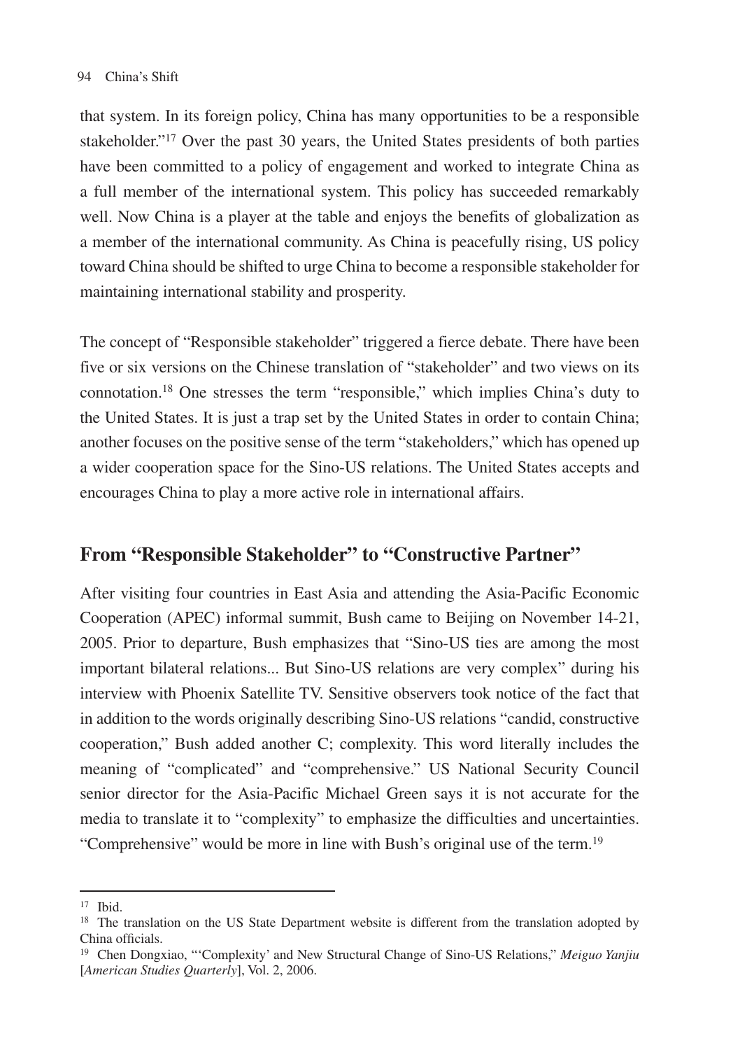that system. In its foreign policy, China has many opportunities to be a responsible stakeholder."[17] Over the past 30 years, the United States presidents of both parties have been committed to a policy of engagement and worked to integrate China as a full member of the international system. This policy has succeeded remarkably well. Now China is a player at the table and enjoys the benefits of globalization as a member of the international community. As China is peacefully rising, US policy toward China should be shifted to urge China to become a responsible stakeholder for maintaining international stability and prosperity.

The concept of "Responsible stakeholder" triggered a fierce debate. There have been five or six versions on the Chinese translation of "stakeholder" and two views on its connotation.[18] One stresses the term "responsible," which implies China's duty to the United States. It is just a trap set by the United States in order to contain China; another focuses on the positive sense of the term "stakeholders," which has opened up a wider cooperation space for the Sino-US relations. The United States accepts and encourages China to play a more active role in international affairs.

## From "Responsible Stakeholder" to "Constructive Partner"

After visiting four countries in East Asia and attending the Asia-Pacific Economic Cooperation (APEC) informal summit, Bush came to Beijing on November 14-21, 2005. Prior to departure, Bush emphasizes that "Sino-US ties are among the most important bilateral relations... But Sino-US relations are very complex" during his interview with Phoenix Satellite TV. Sensitive observers took notice of the fact that in addition to the words originally describing Sino-US relations "candid, constructive cooperation," Bush added another C; complexity. This word literally includes the meaning of "complicated" and "comprehensive." US National Security Council senior director for the Asia-Pacific Michael Green says it is not accurate for the media to translate it to "complexity" to emphasize the difficulties and uncertainties. "Comprehensive" would be more in line with Bush's original use of the term.[19]

---

[17] Ibid.

[18] The translation on the US State Department website is different from the translation adopted by China officials.

[19] Chen Dongxiao, "'Complexity' and New Structural Change of Sino-US Relations," *Meiguo Yanjiu* [*American Studies Quarterly*], Vol. 2, 2006.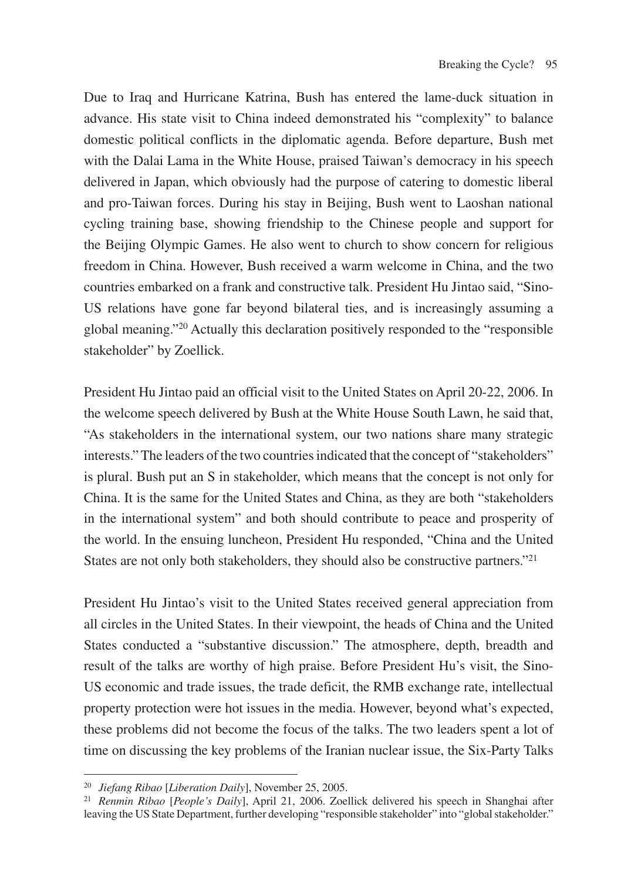Due to Iraq and Hurricane Katrina, Bush has entered the lame-duck situation in advance. His state visit to China indeed demonstrated his "complexity" to balance domestic political conflicts in the diplomatic agenda. Before departure, Bush met with the Dalai Lama in the White House, praised Taiwan's democracy in his speech delivered in Japan, which obviously had the purpose of catering to domestic liberal and pro-Taiwan forces. During his stay in Beijing, Bush went to Laoshan national cycling training base, showing friendship to the Chinese people and support for the Beijing Olympic Games. He also went to church to show concern for religious freedom in China. However, Bush received a warm welcome in China, and the two countries embarked on a frank and constructive talk. President Hu Jintao said, "Sino-US relations have gone far beyond bilateral ties, and is increasingly assuming a global meaning."[20] Actually this declaration positively responded to the "responsible stakeholder" by Zoellick.

President Hu Jintao paid an official visit to the United States on April 20-22, 2006. In the welcome speech delivered by Bush at the White House South Lawn, he said that, "As stakeholders in the international system, our two nations share many strategic interests." The leaders of the two countries indicated that the concept of "stakeholders" is plural. Bush put an S in stakeholder, which means that the concept is not only for China. It is the same for the United States and China, as they are both "stakeholders in the international system" and both should contribute to peace and prosperity of the world. In the ensuing luncheon, President Hu responded, "China and the United States are not only both stakeholders, they should also be constructive partners."[21]

President Hu Jintao's visit to the United States received general appreciation from all circles in the United States. In their viewpoint, the heads of China and the United States conducted a "substantive discussion." The atmosphere, depth, breadth and result of the talks are worthy of high praise. Before President Hu's visit, the Sino-US economic and trade issues, the trade deficit, the RMB exchange rate, intellectual property protection were hot issues in the media. However, beyond what's expected, these problems did not become the focus of the talks. The two leaders spent a lot of time on discussing the key problems of the Iranian nuclear issue, the Six-Party Talks

---

[20] *Jiefang Ribao* [*Liberation Daily*], November 25, 2005.

[21] *Renmin Ribao* [*People's Daily*], April 21, 2006. Zoellick delivered his speech in Shanghai after leaving the US State Department, further developing "responsible stakeholder" into "global stakeholder."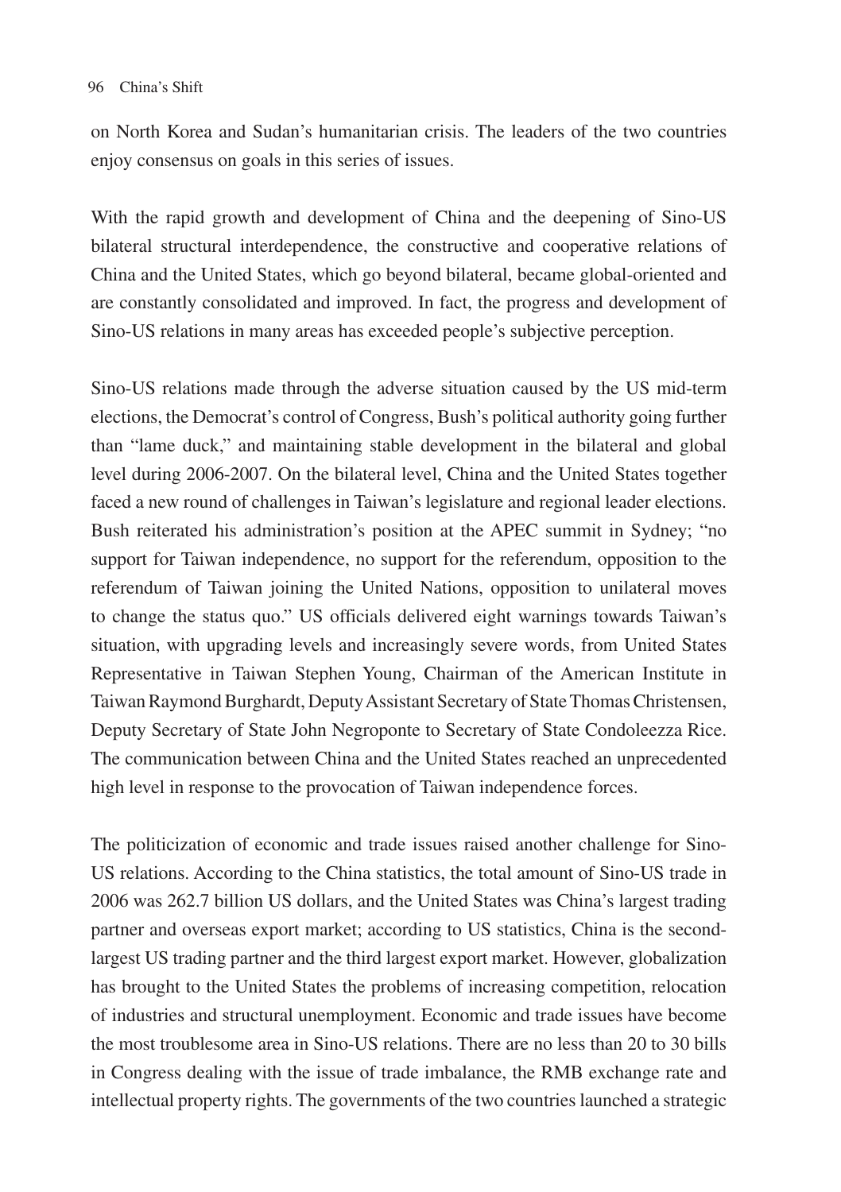on North Korea and Sudan's humanitarian crisis. The leaders of the two countries enjoy consensus on goals in this series of issues.

With the rapid growth and development of China and the deepening of Sino-US bilateral structural interdependence, the constructive and cooperative relations of China and the United States, which go beyond bilateral, became global-oriented and are constantly consolidated and improved. In fact, the progress and development of Sino-US relations in many areas has exceeded people's subjective perception.

Sino-US relations made through the adverse situation caused by the US mid-term elections, the Democrat's control of Congress, Bush's political authority going further than "lame duck," and maintaining stable development in the bilateral and global level during 2006-2007. On the bilateral level, China and the United States together faced a new round of challenges in Taiwan's legislature and regional leader elections. Bush reiterated his administration's position at the APEC summit in Sydney; "no support for Taiwan independence, no support for the referendum, opposition to the referendum of Taiwan joining the United Nations, opposition to unilateral moves to change the status quo." US officials delivered eight warnings towards Taiwan's situation, with upgrading levels and increasingly severe words, from United States Representative in Taiwan Stephen Young, Chairman of the American Institute in Taiwan Raymond Burghardt, Deputy Assistant Secretary of State Thomas Christensen, Deputy Secretary of State John Negroponte to Secretary of State Condoleezza Rice. The communication between China and the United States reached an unprecedented high level in response to the provocation of Taiwan independence forces.

The politicization of economic and trade issues raised another challenge for Sino-US relations. According to the China statistics, the total amount of Sino-US trade in 2006 was 262.7 billion US dollars, and the United States was China's largest trading partner and overseas export market; according to US statistics, China is the second-largest US trading partner and the third largest export market. However, globalization has brought to the United States the problems of increasing competition, relocation of industries and structural unemployment. Economic and trade issues have become the most troublesome area in Sino-US relations. There are no less than 20 to 30 bills in Congress dealing with the issue of trade imbalance, the RMB exchange rate and intellectual property rights. The governments of the two countries launched a strategic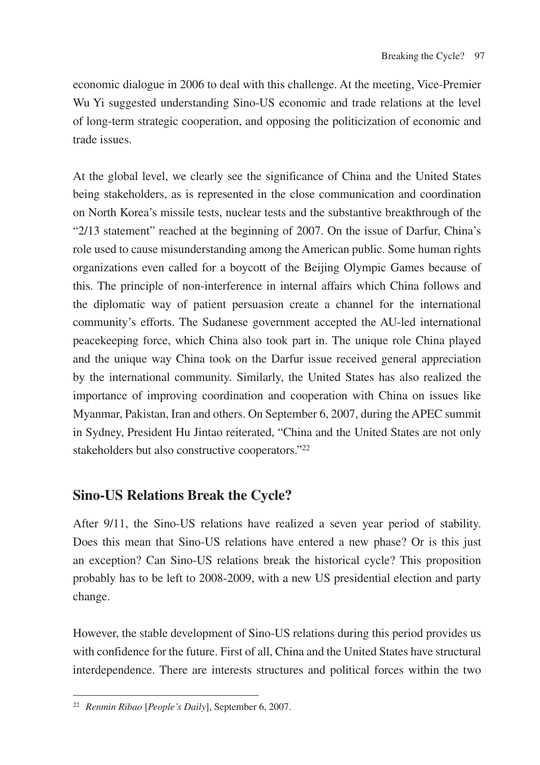economic dialogue in 2006 to deal with this challenge. At the meeting, Vice-Premier Wu Yi suggested understanding Sino-US economic and trade relations at the level of long-term strategic cooperation, and opposing the politicization of economic and trade issues.

At the global level, we clearly see the significance of China and the United States being stakeholders, as is represented in the close communication and coordination on North Korea's missile tests, nuclear tests and the substantive breakthrough of the "2/13 statement" reached at the beginning of 2007. On the issue of Darfur, China's role used to cause misunderstanding among the American public. Some human rights organizations even called for a boycott of the Beijing Olympic Games because of this. The principle of non-interference in internal affairs which China follows and the diplomatic way of patient persuasion create a channel for the international community's efforts. The Sudanese government accepted the AU-led international peacekeeping force, which China also took part in. The unique role China played and the unique way China took on the Darfur issue received general appreciation by the international community. Similarly, the United States has also realized the importance of improving coordination and cooperation with China on issues like Myanmar, Pakistan, Iran and others. On September 6, 2007, during the APEC summit in Sydney, President Hu Jintao reiterated, "China and the United States are not only stakeholders but also constructive cooperators."[22]

## Sino-US Relations Break the Cycle?

After 9/11, the Sino-US relations have realized a seven year period of stability. Does this mean that Sino-US relations have entered a new phase? Or is this just an exception? Can Sino-US relations break the historical cycle? This proposition probably has to be left to 2008-2009, with a new US presidential election and party change.

However, the stable development of Sino-US relations during this period provides us with confidence for the future. First of all, China and the United States have structural interdependence. There are interests structures and political forces within the two

---

[22] *Renmin Ribao* [*People's Daily*], September 6, 2007.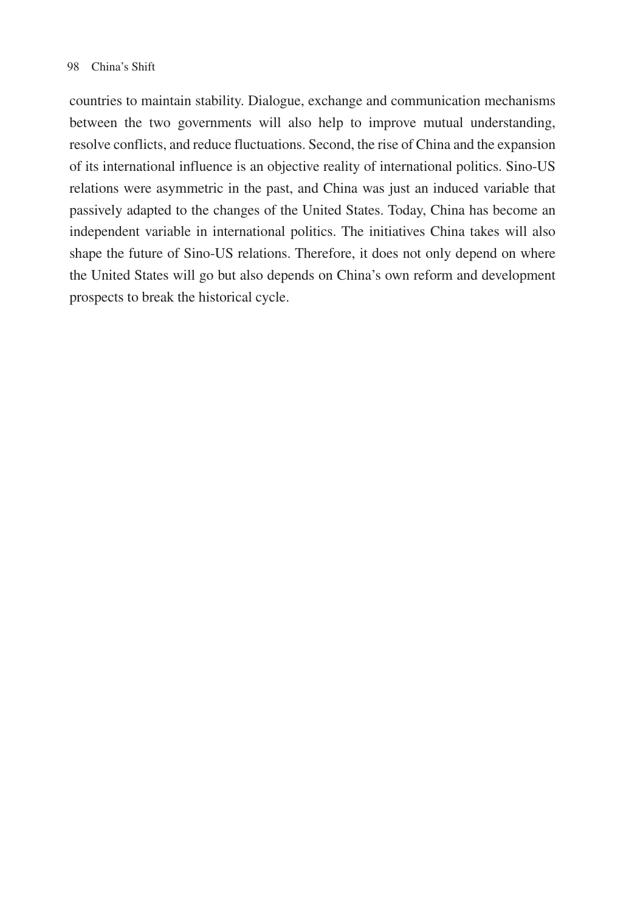countries to maintain stability. Dialogue, exchange and communication mechanisms between the two governments will also help to improve mutual understanding, resolve conflicts, and reduce fluctuations. Second, the rise of China and the expansion of its international influence is an objective reality of international politics. Sino-US relations were asymmetric in the past, and China was just an induced variable that passively adapted to the changes of the United States. Today, China has become an independent variable in international politics. The initiatives China takes will also shape the future of Sino-US relations. Therefore, it does not only depend on where the United States will go but also depends on China's own reform and development prospects to break the historical cycle.